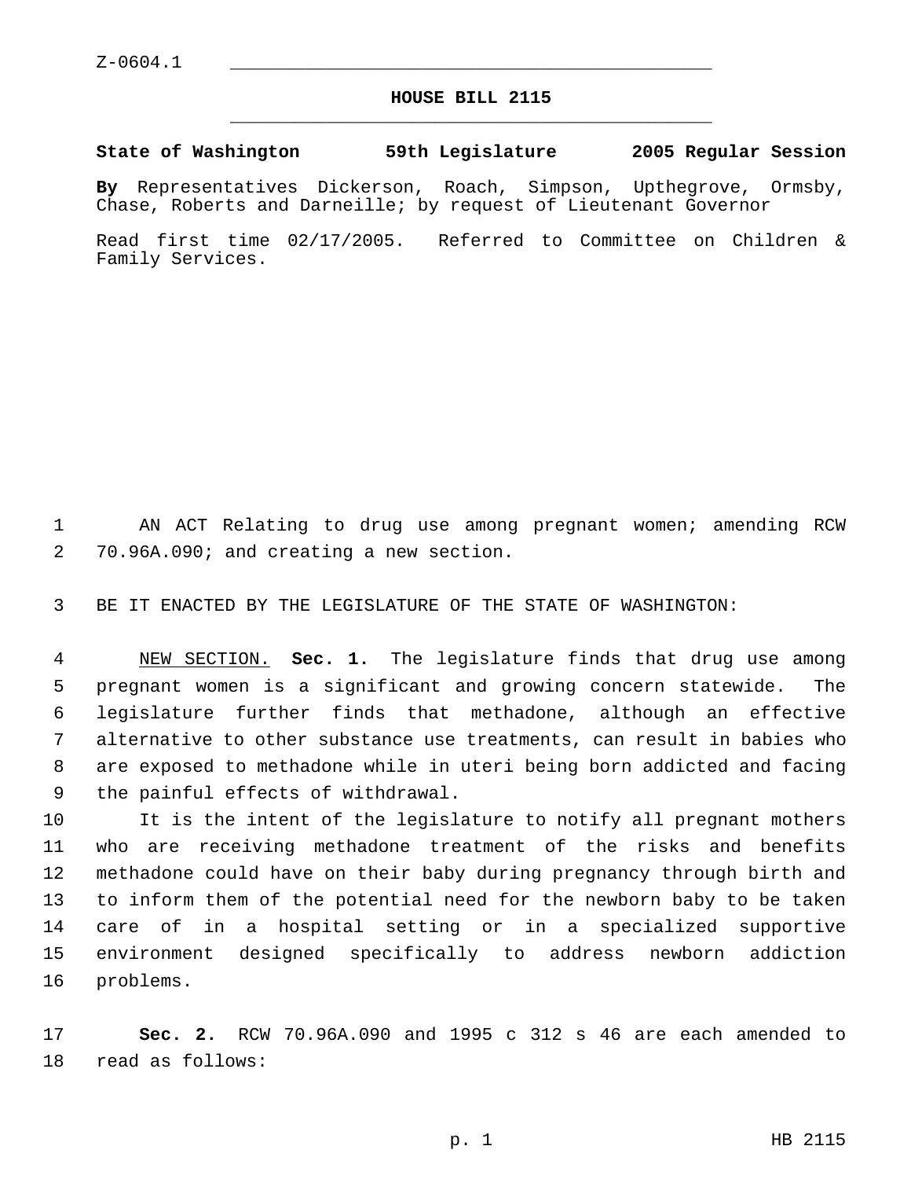Z-0604.1

# HOUSE BILL 2115

**State of Washington 59th Legislature 2005 Regular Session**

**By** Representatives Dickerson, Roach, Simpson, Upthegrove, Ormsby, Chase, Roberts and Darneille; by request of Lieutenant Governor

Read first time 02/17/2005. Referred to Committee on Children & Family Services.

AN ACT Relating to drug use among pregnant women; amending RCW 70.96A.090; and creating a new section.

BE IT ENACTED BY THE LEGISLATURE OF THE STATE OF WASHINGTON:

NEW SECTION. **Sec. 1.** The legislature finds that drug use among pregnant women is a significant and growing concern statewide. The legislature further finds that methadone, although an effective alternative to other substance use treatments, can result in babies who are exposed to methadone while in uteri being born addicted and facing the painful effects of withdrawal.

It is the intent of the legislature to notify all pregnant mothers who are receiving methadone treatment of the risks and benefits methadone could have on their baby during pregnancy through birth and to inform them of the potential need for the newborn baby to be taken care of in a hospital setting or in a specialized supportive environment designed specifically to address newborn addiction problems.

**Sec. 2.** RCW 70.96A.090 and 1995 c 312 s 46 are each amended to read as follows: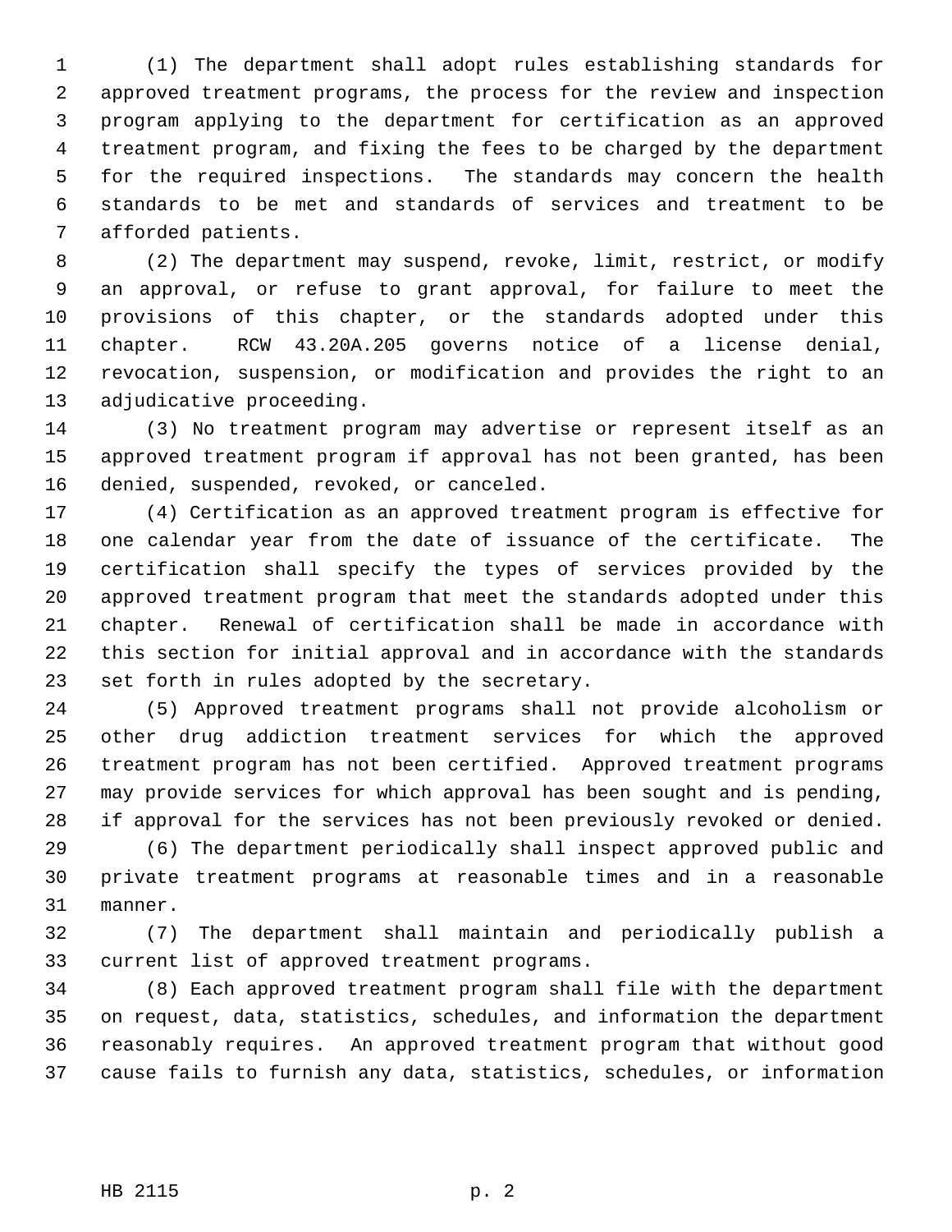(1) The department shall adopt rules establishing standards for approved treatment programs, the process for the review and inspection program applying to the department for certification as an approved treatment program, and fixing the fees to be charged by the department for the required inspections. The standards may concern the health standards to be met and standards of services and treatment to be afforded patients.

(2) The department may suspend, revoke, limit, restrict, or modify an approval, or refuse to grant approval, for failure to meet the provisions of this chapter, or the standards adopted under this chapter. RCW 43.20A.205 governs notice of a license denial, revocation, suspension, or modification and provides the right to an adjudicative proceeding.

(3) No treatment program may advertise or represent itself as an approved treatment program if approval has not been granted, has been denied, suspended, revoked, or canceled.

(4) Certification as an approved treatment program is effective for one calendar year from the date of issuance of the certificate. The certification shall specify the types of services provided by the approved treatment program that meet the standards adopted under this chapter. Renewal of certification shall be made in accordance with this section for initial approval and in accordance with the standards set forth in rules adopted by the secretary.

(5) Approved treatment programs shall not provide alcoholism or other drug addiction treatment services for which the approved treatment program has not been certified. Approved treatment programs may provide services for which approval has been sought and is pending, if approval for the services has not been previously revoked or denied.

(6) The department periodically shall inspect approved public and private treatment programs at reasonable times and in a reasonable manner.

(7) The department shall maintain and periodically publish a current list of approved treatment programs.

(8) Each approved treatment program shall file with the department on request, data, statistics, schedules, and information the department reasonably requires. An approved treatment program that without good cause fails to furnish any data, statistics, schedules, or information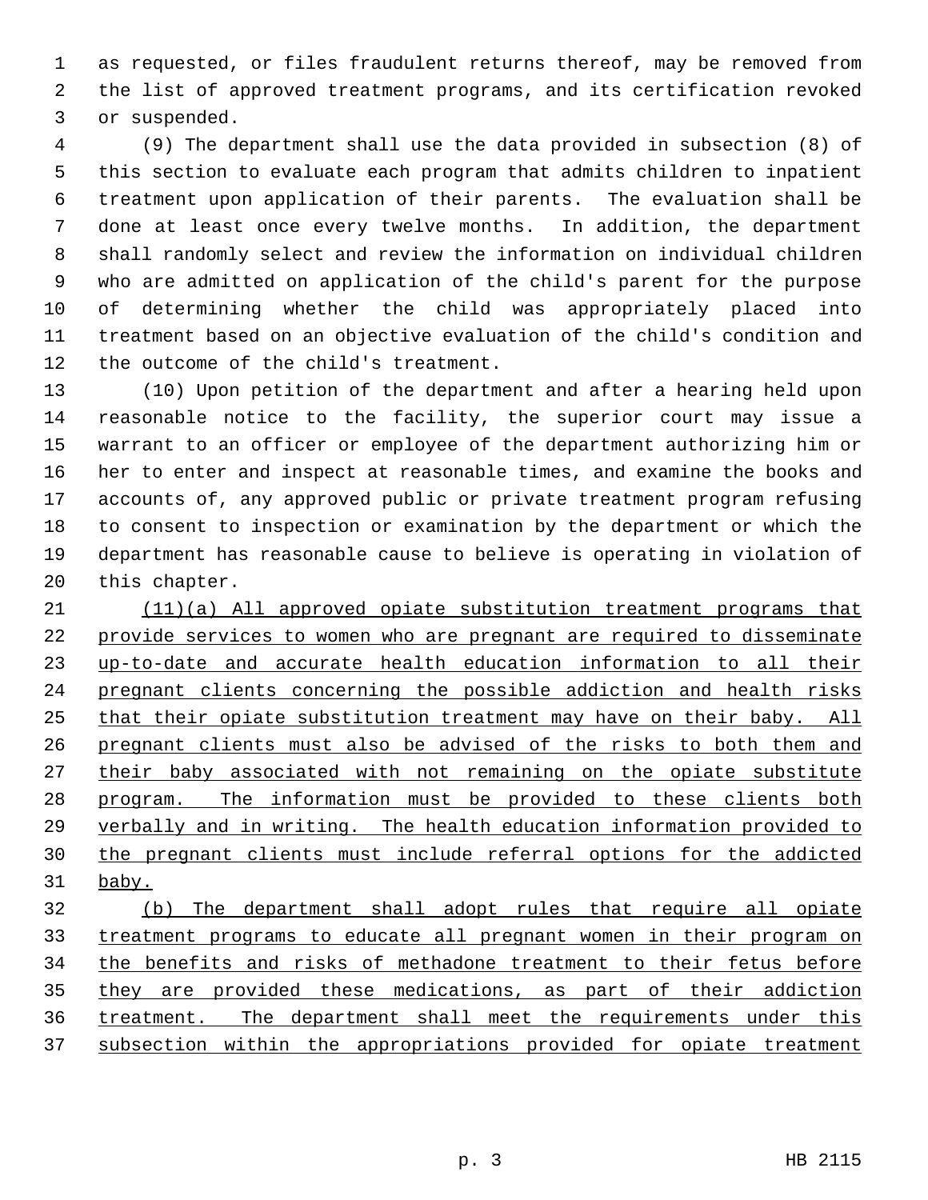as requested, or files fraudulent returns thereof, may be removed from the list of approved treatment programs, and its certification revoked or suspended.

(9) The department shall use the data provided in subsection (8) of this section to evaluate each program that admits children to inpatient treatment upon application of their parents. The evaluation shall be done at least once every twelve months. In addition, the department shall randomly select and review the information on individual children who are admitted on application of the child's parent for the purpose of determining whether the child was appropriately placed into treatment based on an objective evaluation of the child's condition and the outcome of the child's treatment.

(10) Upon petition of the department and after a hearing held upon reasonable notice to the facility, the superior court may issue a warrant to an officer or employee of the department authorizing him or her to enter and inspect at reasonable times, and examine the books and accounts of, any approved public or private treatment program refusing to consent to inspection or examination by the department or which the department has reasonable cause to believe is operating in violation of this chapter.

<u>(11)(a) All approved opiate substitution treatment programs that provide services to women who are pregnant are required to disseminate up-to-date and accurate health education information to all their pregnant clients concerning the possible addiction and health risks that their opiate substitution treatment may have on their baby. All pregnant clients must also be advised of the risks to both them and their baby associated with not remaining on the opiate substitute program. The information must be provided to these clients both verbally and in writing. The health education information provided to the pregnant clients must include referral options for the addicted baby.</u>

<u>(b) The department shall adopt rules that require all opiate treatment programs to educate all pregnant women in their program on the benefits and risks of methadone treatment to their fetus before they are provided these medications, as part of their addiction treatment. The department shall meet the requirements under this subsection within the appropriations provided for opiate treatment</u>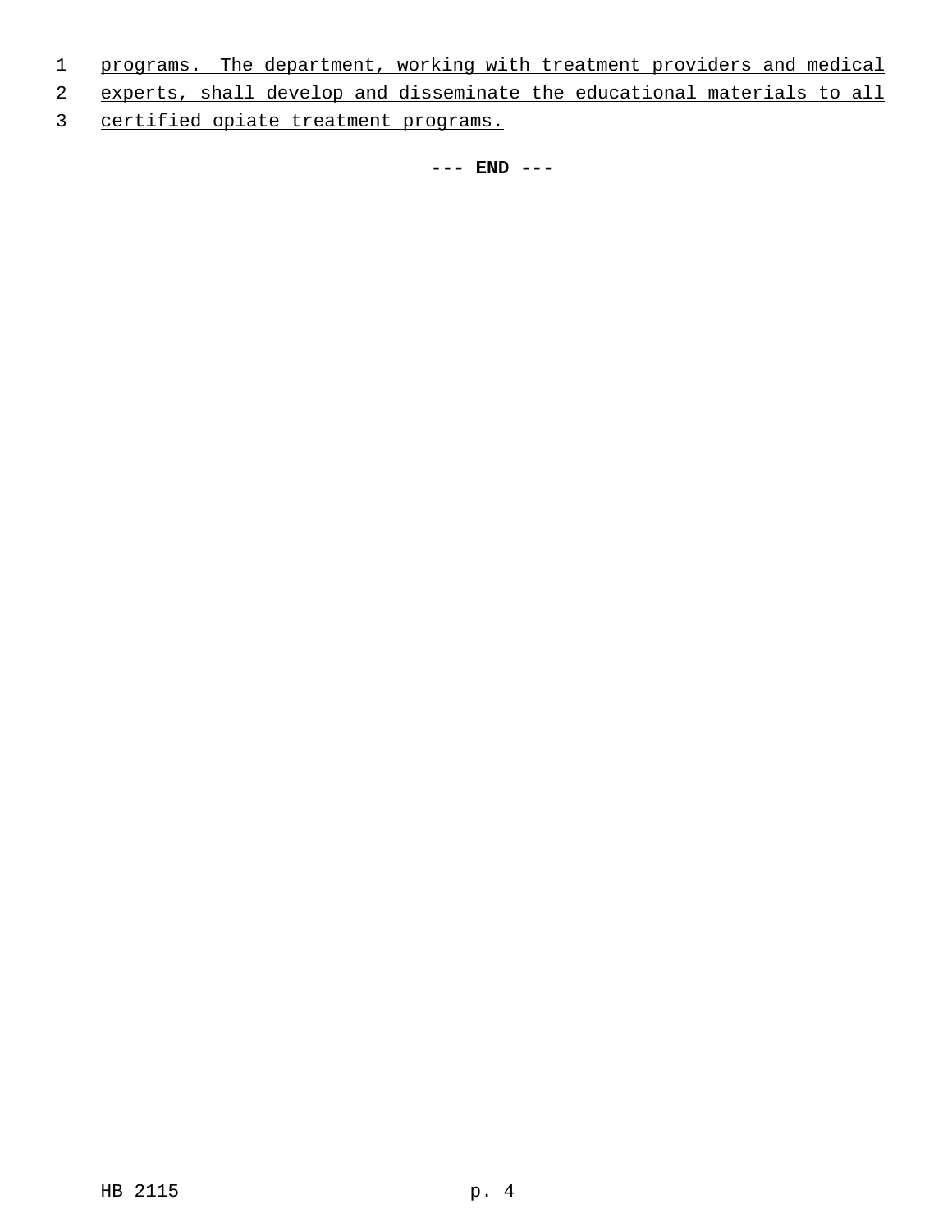programs. The department, working with treatment providers and medical experts, shall develop and disseminate the educational materials to all certified opiate treatment programs.

**--- END ---**